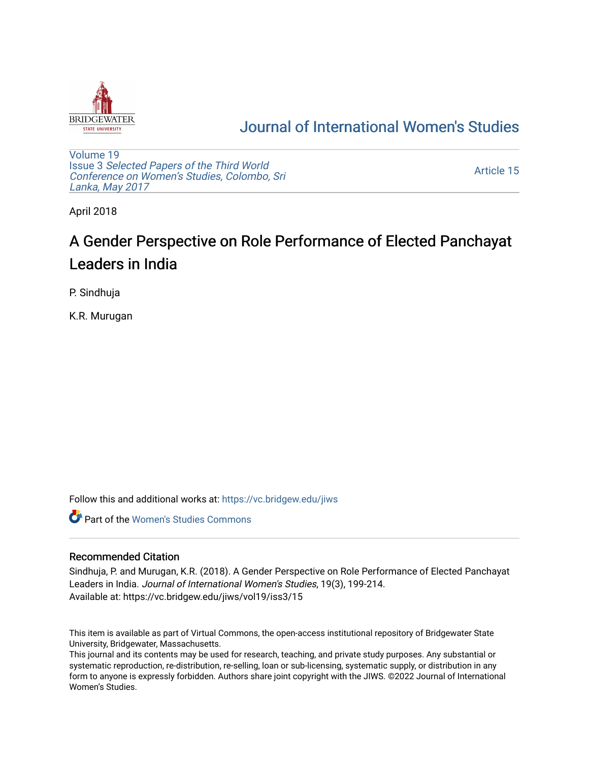# Journal of International Women's Studies

Volume 19
Issue 3 *Selected Papers of the Third World Conference on Women's Studies, Colombo, Sri Lanka, May 2017*

Article 15

April 2018

# A Gender Perspective on Role Performance of Elected Panchayat Leaders in India

P. Sindhuja

K.R. Murugan

Follow this and additional works at: https://vc.bridgew.edu/jiws

Part of the Women's Studies Commons

## Recommended Citation

Sindhuja, P. and Murugan, K.R. (2018). A Gender Perspective on Role Performance of Elected Panchayat Leaders in India. *Journal of International Women's Studies*, 19(3), 199-214.
Available at: https://vc.bridgew.edu/jiws/vol19/iss3/15

This item is available as part of Virtual Commons, the open-access institutional repository of Bridgewater State University, Bridgewater, Massachusetts.
This journal and its contents may be used for research, teaching, and private study purposes. Any substantial or systematic reproduction, re-distribution, re-selling, loan or sub-licensing, systematic supply, or distribution in any form to anyone is expressly forbidden. Authors share joint copyright with the JIWS. ©2022 Journal of International Women's Studies.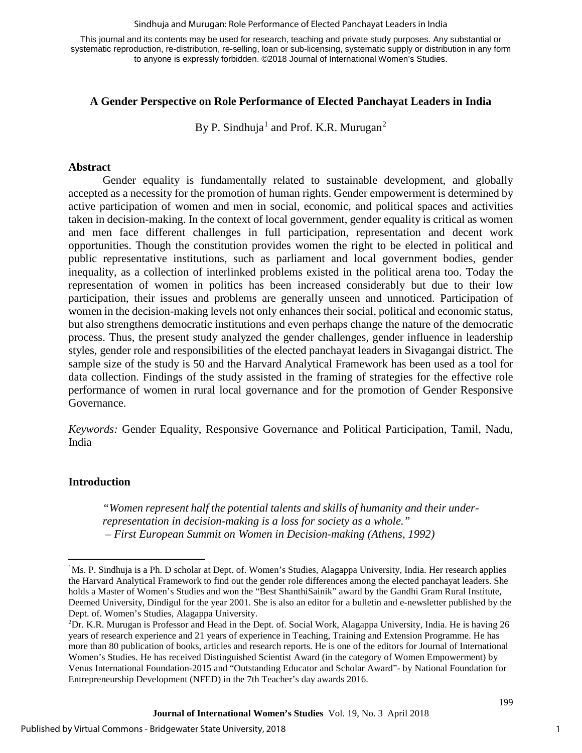This journal and its contents may be used for research, teaching and private study purposes. Any substantial or systematic reproduction, re-distribution, re-selling, loan or sub-licensing, systematic supply or distribution in any form to anyone is expressly forbidden. ©2018 Journal of International Women's Studies.

## A Gender Perspective on Role Performance of Elected Panchayat Leaders in India

By P. Sindhuja[1] and Prof. K.R. Murugan[2]

### Abstract

Gender equality is fundamentally related to sustainable development, and globally accepted as a necessity for the promotion of human rights. Gender empowerment is determined by active participation of women and men in social, economic, and political spaces and activities taken in decision-making. In the context of local government, gender equality is critical as women and men face different challenges in full participation, representation and decent work opportunities. Though the constitution provides women the right to be elected in political and public representative institutions, such as parliament and local government bodies, gender inequality, as a collection of interlinked problems existed in the political arena too. Today the representation of women in politics has been increased considerably but due to their low participation, their issues and problems are generally unseen and unnoticed. Participation of women in the decision-making levels not only enhances their social, political and economic status, but also strengthens democratic institutions and even perhaps change the nature of the democratic process. Thus, the present study analyzed the gender challenges, gender influence in leadership styles, gender role and responsibilities of the elected panchayat leaders in Sivagangai district. The sample size of the study is 50 and the Harvard Analytical Framework has been used as a tool for data collection. Findings of the study assisted in the framing of strategies for the effective role performance of women in rural local governance and for the promotion of Gender Responsive Governance.

*Keywords:* Gender Equality, Responsive Governance and Political Participation, Tamil, Nadu, India

### Introduction

> *"Women represent half the potential talents and skills of humanity and their under-representation in decision-making is a loss for society as a whole."*
> *– First European Summit on Women in Decision-making (Athens, 1992)*

---

[1]Ms. P. Sindhuja is a Ph. D scholar at Dept. of. Women's Studies, Alagappa University, India. Her research applies the Harvard Analytical Framework to find out the gender role differences among the elected panchayat leaders. She holds a Master of Women's Studies and won the "Best ShanthiSainik" award by the Gandhi Gram Rural Institute, Deemed University, Dindigul for the year 2001. She is also an editor for a bulletin and e-newsletter published by the Dept. of. Women's Studies, Alagappa University.

[2]Dr. K.R. Murugan is Professor and Head in the Dept. of. Social Work, Alagappa University, India. He is having 26 years of research experience and 21 years of experience in Teaching, Training and Extension Programme. He has more than 80 publication of books, articles and research reports. He is one of the editors for Journal of International Women's Studies. He has received Distinguished Scientist Award (in the category of Women Empowerment) by Venus International Foundation-2015 and "Outstanding Educator and Scholar Award"- by National Foundation for Entrepreneurship Development (NFED) in the 7th Teacher's day awards 2016.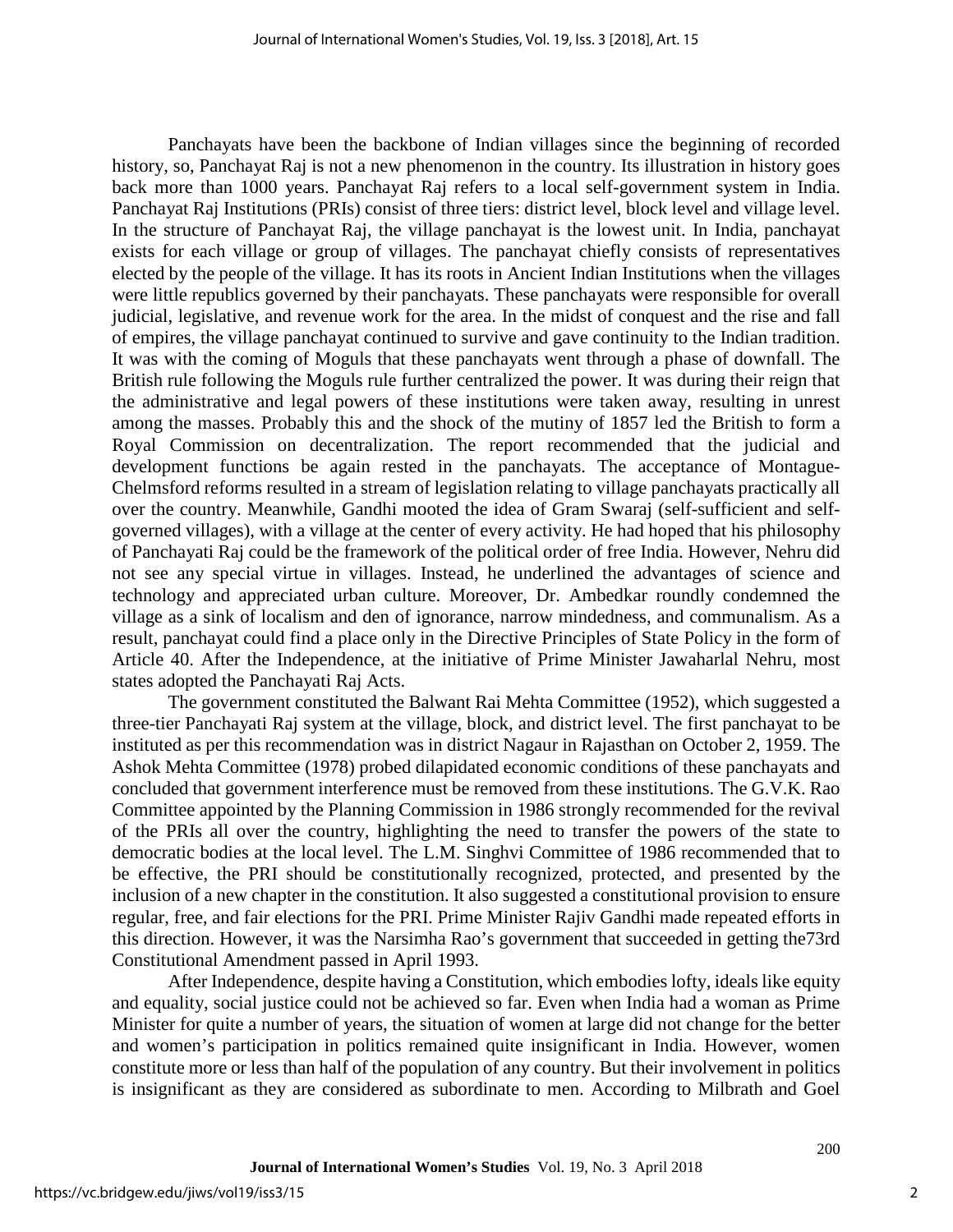Panchayats have been the backbone of Indian villages since the beginning of recorded history, so, Panchayat Raj is not a new phenomenon in the country. Its illustration in history goes back more than 1000 years. Panchayat Raj refers to a local self-government system in India. Panchayat Raj Institutions (PRIs) consist of three tiers: district level, block level and village level. In the structure of Panchayat Raj, the village panchayat is the lowest unit. In India, panchayat exists for each village or group of villages. The panchayat chiefly consists of representatives elected by the people of the village. It has its roots in Ancient Indian Institutions when the villages were little republics governed by their panchayats. These panchayats were responsible for overall judicial, legislative, and revenue work for the area. In the midst of conquest and the rise and fall of empires, the village panchayat continued to survive and gave continuity to the Indian tradition. It was with the coming of Moguls that these panchayats went through a phase of downfall. The British rule following the Moguls rule further centralized the power. It was during their reign that the administrative and legal powers of these institutions were taken away, resulting in unrest among the masses. Probably this and the shock of the mutiny of 1857 led the British to form a Royal Commission on decentralization. The report recommended that the judicial and development functions be again rested in the panchayats. The acceptance of Montague-Chelmsford reforms resulted in a stream of legislation relating to village panchayats practically all over the country. Meanwhile, Gandhi mooted the idea of Gram Swaraj (self-sufficient and self-governed villages), with a village at the center of every activity. He had hoped that his philosophy of Panchayati Raj could be the framework of the political order of free India. However, Nehru did not see any special virtue in villages. Instead, he underlined the advantages of science and technology and appreciated urban culture. Moreover, Dr. Ambedkar roundly condemned the village as a sink of localism and den of ignorance, narrow mindedness, and communalism. As a result, panchayat could find a place only in the Directive Principles of State Policy in the form of Article 40. After the Independence, at the initiative of Prime Minister Jawaharlal Nehru, most states adopted the Panchayati Raj Acts.

The government constituted the Balwant Rai Mehta Committee (1952), which suggested a three-tier Panchayati Raj system at the village, block, and district level. The first panchayat to be instituted as per this recommendation was in district Nagaur in Rajasthan on October 2, 1959. The Ashok Mehta Committee (1978) probed dilapidated economic conditions of these panchayats and concluded that government interference must be removed from these institutions. The G.V.K. Rao Committee appointed by the Planning Commission in 1986 strongly recommended for the revival of the PRIs all over the country, highlighting the need to transfer the powers of the state to democratic bodies at the local level. The L.M. Singhvi Committee of 1986 recommended that to be effective, the PRI should be constitutionally recognized, protected, and presented by the inclusion of a new chapter in the constitution. It also suggested a constitutional provision to ensure regular, free, and fair elections for the PRI. Prime Minister Rajiv Gandhi made repeated efforts in this direction. However, it was the Narsimha Rao's government that succeeded in getting the73rd Constitutional Amendment passed in April 1993.

After Independence, despite having a Constitution, which embodies lofty, ideals like equity and equality, social justice could not be achieved so far. Even when India had a woman as Prime Minister for quite a number of years, the situation of women at large did not change for the better and women's participation in politics remained quite insignificant in India. However, women constitute more or less than half of the population of any country. But their involvement in politics is insignificant as they are considered as subordinate to men. According to Milbrath and Goel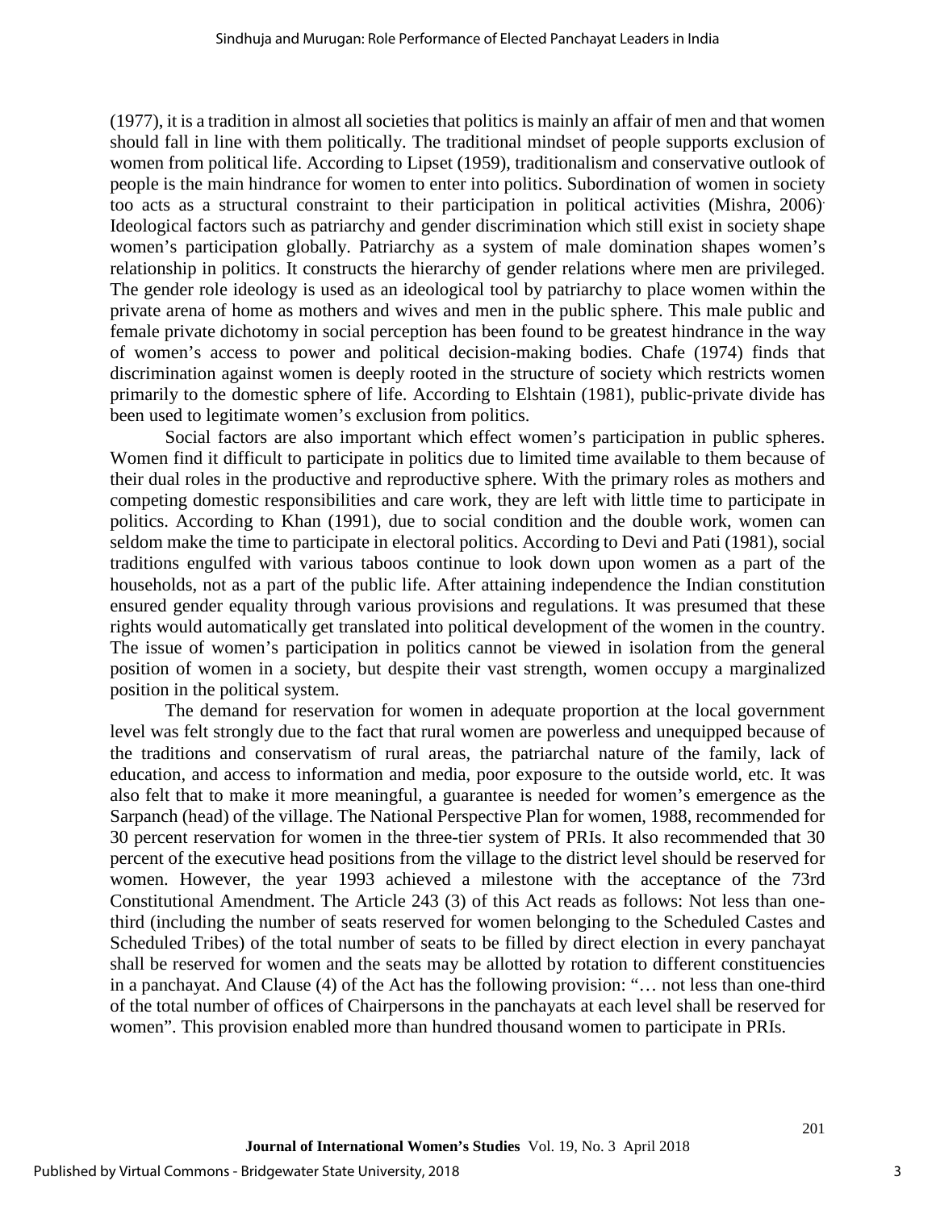(1977), it is a tradition in almost all societies that politics is mainly an affair of men and that women should fall in line with them politically. The traditional mindset of people supports exclusion of women from political life. According to Lipset (1959), traditionalism and conservative outlook of people is the main hindrance for women to enter into politics. Subordination of women in society too acts as a structural constraint to their participation in political activities (Mishra, 2006). Ideological factors such as patriarchy and gender discrimination which still exist in society shape women's participation globally. Patriarchy as a system of male domination shapes women's relationship in politics. It constructs the hierarchy of gender relations where men are privileged. The gender role ideology is used as an ideological tool by patriarchy to place women within the private arena of home as mothers and wives and men in the public sphere. This male public and female private dichotomy in social perception has been found to be greatest hindrance in the way of women's access to power and political decision-making bodies. Chafe (1974) finds that discrimination against women is deeply rooted in the structure of society which restricts women primarily to the domestic sphere of life. According to Elshtain (1981), public-private divide has been used to legitimate women's exclusion from politics.

Social factors are also important which effect women's participation in public spheres. Women find it difficult to participate in politics due to limited time available to them because of their dual roles in the productive and reproductive sphere. With the primary roles as mothers and competing domestic responsibilities and care work, they are left with little time to participate in politics. According to Khan (1991), due to social condition and the double work, women can seldom make the time to participate in electoral politics. According to Devi and Pati (1981), social traditions engulfed with various taboos continue to look down upon women as a part of the households, not as a part of the public life. After attaining independence the Indian constitution ensured gender equality through various provisions and regulations. It was presumed that these rights would automatically get translated into political development of the women in the country. The issue of women's participation in politics cannot be viewed in isolation from the general position of women in a society, but despite their vast strength, women occupy a marginalized position in the political system.

The demand for reservation for women in adequate proportion at the local government level was felt strongly due to the fact that rural women are powerless and unequipped because of the traditions and conservatism of rural areas, the patriarchal nature of the family, lack of education, and access to information and media, poor exposure to the outside world, etc. It was also felt that to make it more meaningful, a guarantee is needed for women's emergence as the Sarpanch (head) of the village. The National Perspective Plan for women, 1988, recommended for 30 percent reservation for women in the three-tier system of PRIs. It also recommended that 30 percent of the executive head positions from the village to the district level should be reserved for women. However, the year 1993 achieved a milestone with the acceptance of the 73rd Constitutional Amendment. The Article 243 (3) of this Act reads as follows: Not less than one-third (including the number of seats reserved for women belonging to the Scheduled Castes and Scheduled Tribes) of the total number of seats to be filled by direct election in every panchayat shall be reserved for women and the seats may be allotted by rotation to different constituencies in a panchayat. And Clause (4) of the Act has the following provision: "… not less than one-third of the total number of offices of Chairpersons in the panchayats at each level shall be reserved for women". This provision enabled more than hundred thousand women to participate in PRIs.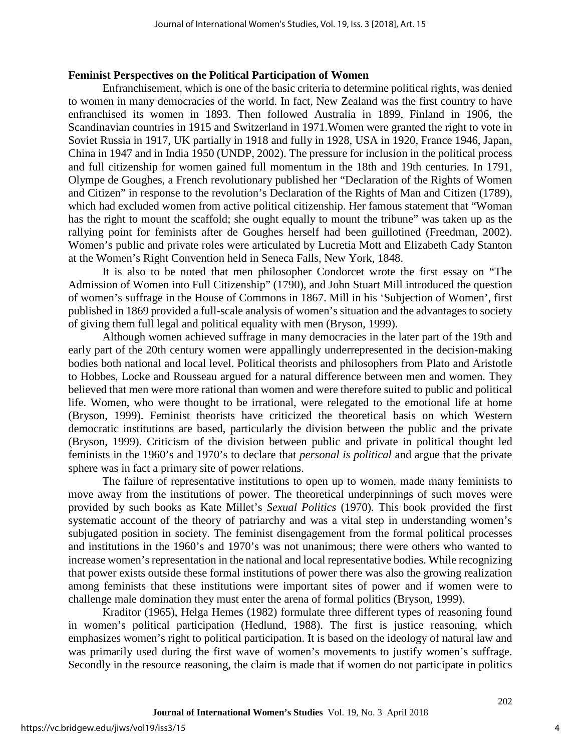### Feminist Perspectives on the Political Participation of Women

Enfranchisement, which is one of the basic criteria to determine political rights, was denied to women in many democracies of the world. In fact, New Zealand was the first country to have enfranchised its women in 1893. Then followed Australia in 1899, Finland in 1906, the Scandinavian countries in 1915 and Switzerland in 1971.Women were granted the right to vote in Soviet Russia in 1917, UK partially in 1918 and fully in 1928, USA in 1920, France 1946, Japan, China in 1947 and in India 1950 (UNDP, 2002). The pressure for inclusion in the political process and full citizenship for women gained full momentum in the 18th and 19th centuries. In 1791, Olympe de Goughes, a French revolutionary published her "Declaration of the Rights of Women and Citizen" in response to the revolution's Declaration of the Rights of Man and Citizen (1789), which had excluded women from active political citizenship. Her famous statement that "Woman has the right to mount the scaffold; she ought equally to mount the tribune" was taken up as the rallying point for feminists after de Goughes herself had been guillotined (Freedman, 2002). Women's public and private roles were articulated by Lucretia Mott and Elizabeth Cady Stanton at the Women's Right Convention held in Seneca Falls, New York, 1848.

It is also to be noted that men philosopher Condorcet wrote the first essay on "The Admission of Women into Full Citizenship" (1790), and John Stuart Mill introduced the question of women's suffrage in the House of Commons in 1867. Mill in his 'Subjection of Women', first published in 1869 provided a full-scale analysis of women's situation and the advantages to society of giving them full legal and political equality with men (Bryson, 1999).

Although women achieved suffrage in many democracies in the later part of the 19th and early part of the 20th century women were appallingly underrepresented in the decision-making bodies both national and local level. Political theorists and philosophers from Plato and Aristotle to Hobbes, Locke and Rousseau argued for a natural difference between men and women. They believed that men were more rational than women and were therefore suited to public and political life. Women, who were thought to be irrational, were relegated to the emotional life at home (Bryson, 1999). Feminist theorists have criticized the theoretical basis on which Western democratic institutions are based, particularly the division between the public and the private (Bryson, 1999). Criticism of the division between public and private in political thought led feminists in the 1960's and 1970's to declare that *personal is political* and argue that the private sphere was in fact a primary site of power relations.

The failure of representative institutions to open up to women, made many feminists to move away from the institutions of power. The theoretical underpinnings of such moves were provided by such books as Kate Millet's *Sexual Politics* (1970). This book provided the first systematic account of the theory of patriarchy and was a vital step in understanding women's subjugated position in society. The feminist disengagement from the formal political processes and institutions in the 1960's and 1970's was not unanimous; there were others who wanted to increase women's representation in the national and local representative bodies. While recognizing that power exists outside these formal institutions of power there was also the growing realization among feminists that these institutions were important sites of power and if women were to challenge male domination they must enter the arena of formal politics (Bryson, 1999).

Kraditor (1965), Helga Hemes (1982) formulate three different types of reasoning found in women's political participation (Hedlund, 1988). The first is justice reasoning, which emphasizes women's right to political participation. It is based on the ideology of natural law and was primarily used during the first wave of women's movements to justify women's suffrage. Secondly in the resource reasoning, the claim is made that if women do not participate in politics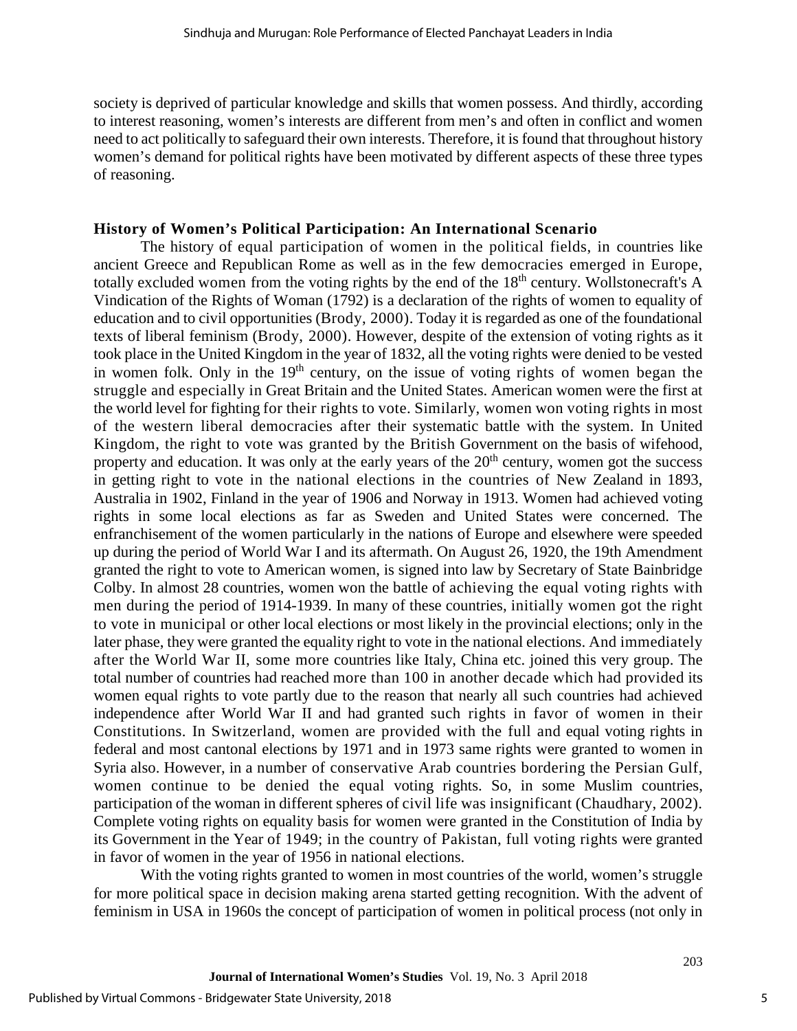society is deprived of particular knowledge and skills that women possess. And thirdly, according to interest reasoning, women's interests are different from men's and often in conflict and women need to act politically to safeguard their own interests. Therefore, it is found that throughout history women's demand for political rights have been motivated by different aspects of these three types of reasoning.

### History of Women's Political Participation: An International Scenario

The history of equal participation of women in the political fields, in countries like ancient Greece and Republican Rome as well as in the few democracies emerged in Europe, totally excluded women from the voting rights by the end of the 18th century. Wollstonecraft's A Vindication of the Rights of Woman (1792) is a declaration of the rights of women to equality of education and to civil opportunities (Brody, 2000). Today it is regarded as one of the foundational texts of liberal feminism (Brody, 2000). However, despite of the extension of voting rights as it took place in the United Kingdom in the year of 1832, all the voting rights were denied to be vested in women folk. Only in the 19th century, on the issue of voting rights of women began the struggle and especially in Great Britain and the United States. American women were the first at the world level for fighting for their rights to vote. Similarly, women won voting rights in most of the western liberal democracies after their systematic battle with the system. In United Kingdom, the right to vote was granted by the British Government on the basis of wifehood, property and education. It was only at the early years of the 20th century, women got the success in getting right to vote in the national elections in the countries of New Zealand in 1893, Australia in 1902, Finland in the year of 1906 and Norway in 1913. Women had achieved voting rights in some local elections as far as Sweden and United States were concerned. The enfranchisement of the women particularly in the nations of Europe and elsewhere were speeded up during the period of World War I and its aftermath. On August 26, 1920, the 19th Amendment granted the right to vote to American women, is signed into law by Secretary of State Bainbridge Colby. In almost 28 countries, women won the battle of achieving the equal voting rights with men during the period of 1914-1939. In many of these countries, initially women got the right to vote in municipal or other local elections or most likely in the provincial elections; only in the later phase, they were granted the equality right to vote in the national elections. And immediately after the World War II, some more countries like Italy, China etc. joined this very group. The total number of countries had reached more than 100 in another decade which had provided its women equal rights to vote partly due to the reason that nearly all such countries had achieved independence after World War II and had granted such rights in favor of women in their Constitutions. In Switzerland, women are provided with the full and equal voting rights in federal and most cantonal elections by 1971 and in 1973 same rights were granted to women in Syria also. However, in a number of conservative Arab countries bordering the Persian Gulf, women continue to be denied the equal voting rights. So, in some Muslim countries, participation of the woman in different spheres of civil life was insignificant (Chaudhary, 2002). Complete voting rights on equality basis for women were granted in the Constitution of India by its Government in the Year of 1949; in the country of Pakistan, full voting rights were granted in favor of women in the year of 1956 in national elections.

With the voting rights granted to women in most countries of the world, women's struggle for more political space in decision making arena started getting recognition. With the advent of feminism in USA in 1960s the concept of participation of women in political process (not only in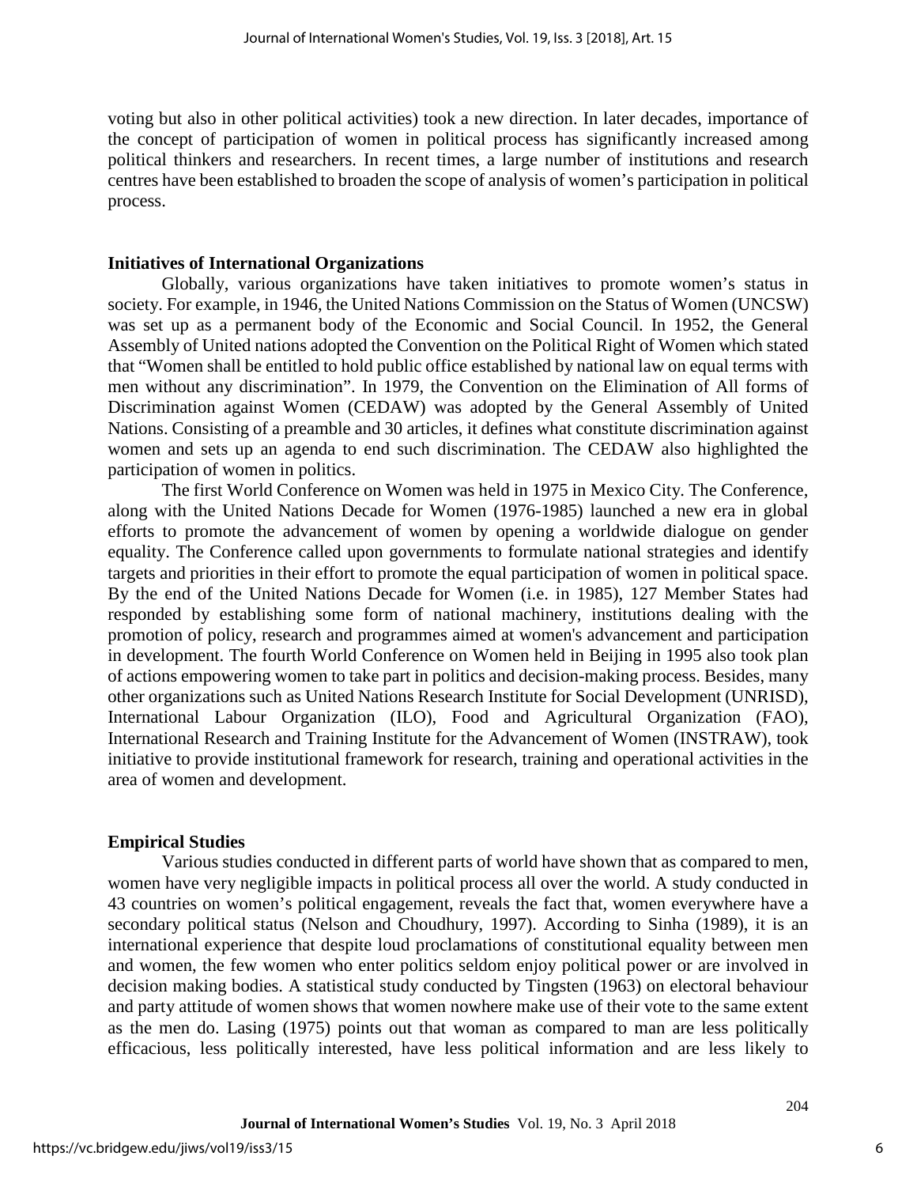voting but also in other political activities) took a new direction. In later decades, importance of the concept of participation of women in political process has significantly increased among political thinkers and researchers. In recent times, a large number of institutions and research centres have been established to broaden the scope of analysis of women's participation in political process.

### Initiatives of International Organizations

Globally, various organizations have taken initiatives to promote women's status in society. For example, in 1946, the United Nations Commission on the Status of Women (UNCSW) was set up as a permanent body of the Economic and Social Council. In 1952, the General Assembly of United nations adopted the Convention on the Political Right of Women which stated that "Women shall be entitled to hold public office established by national law on equal terms with men without any discrimination". In 1979, the Convention on the Elimination of All forms of Discrimination against Women (CEDAW) was adopted by the General Assembly of United Nations. Consisting of a preamble and 30 articles, it defines what constitute discrimination against women and sets up an agenda to end such discrimination. The CEDAW also highlighted the participation of women in politics.

The first World Conference on Women was held in 1975 in Mexico City. The Conference, along with the United Nations Decade for Women (1976-1985) launched a new era in global efforts to promote the advancement of women by opening a worldwide dialogue on gender equality. The Conference called upon governments to formulate national strategies and identify targets and priorities in their effort to promote the equal participation of women in political space. By the end of the United Nations Decade for Women (i.e. in 1985), 127 Member States had responded by establishing some form of national machinery, institutions dealing with the promotion of policy, research and programmes aimed at women's advancement and participation in development. The fourth World Conference on Women held in Beijing in 1995 also took plan of actions empowering women to take part in politics and decision-making process. Besides, many other organizations such as United Nations Research Institute for Social Development (UNRISD), International Labour Organization (ILO), Food and Agricultural Organization (FAO), International Research and Training Institute for the Advancement of Women (INSTRAW), took initiative to provide institutional framework for research, training and operational activities in the area of women and development.

### Empirical Studies

Various studies conducted in different parts of world have shown that as compared to men, women have very negligible impacts in political process all over the world. A study conducted in 43 countries on women's political engagement, reveals the fact that, women everywhere have a secondary political status (Nelson and Choudhury, 1997). According to Sinha (1989), it is an international experience that despite loud proclamations of constitutional equality between men and women, the few women who enter politics seldom enjoy political power or are involved in decision making bodies. A statistical study conducted by Tingsten (1963) on electoral behaviour and party attitude of women shows that women nowhere make use of their vote to the same extent as the men do. Lasing (1975) points out that woman as compared to man are less politically efficacious, less politically interested, have less political information and are less likely to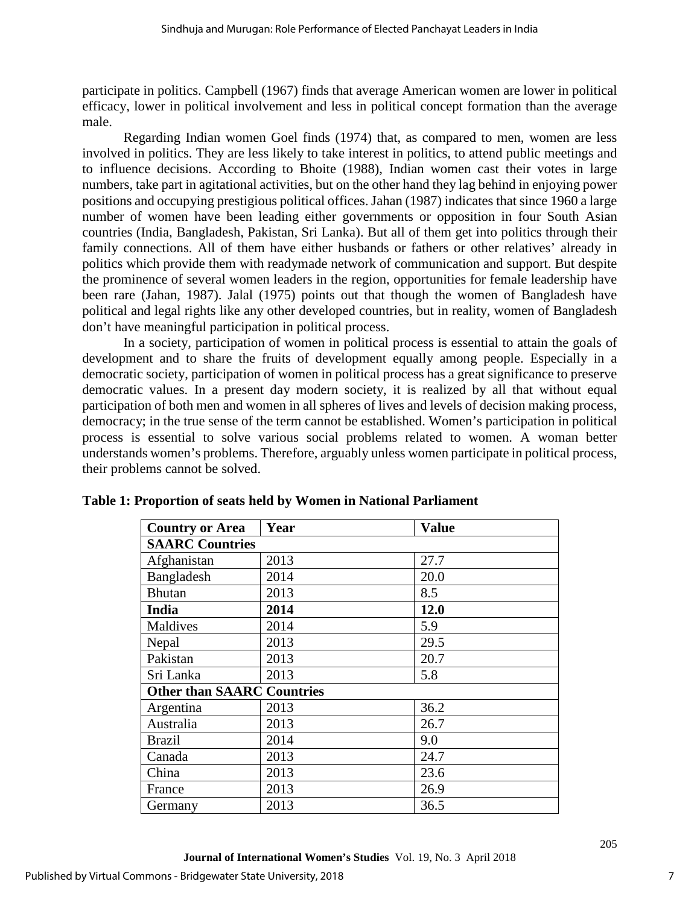participate in politics. Campbell (1967) finds that average American women are lower in political efficacy, lower in political involvement and less in political concept formation than the average male.

Regarding Indian women Goel finds (1974) that, as compared to men, women are less involved in politics. They are less likely to take interest in politics, to attend public meetings and to influence decisions. According to Bhoite (1988), Indian women cast their votes in large numbers, take part in agitational activities, but on the other hand they lag behind in enjoying power positions and occupying prestigious political offices. Jahan (1987) indicates that since 1960 a large number of women have been leading either governments or opposition in four South Asian countries (India, Bangladesh, Pakistan, Sri Lanka). But all of them get into politics through their family connections. All of them have either husbands or fathers or other relatives' already in politics which provide them with readymade network of communication and support. But despite the prominence of several women leaders in the region, opportunities for female leadership have been rare (Jahan, 1987). Jalal (1975) points out that though the women of Bangladesh have political and legal rights like any other developed countries, but in reality, women of Bangladesh don't have meaningful participation in political process.

In a society, participation of women in political process is essential to attain the goals of development and to share the fruits of development equally among people. Especially in a democratic society, participation of women in political process has a great significance to preserve democratic values. In a present day modern society, it is realized by all that without equal participation of both men and women in all spheres of lives and levels of decision making process, democracy; in the true sense of the term cannot be established. Women's participation in political process is essential to solve various social problems related to women. A woman better understands women's problems. Therefore, arguably unless women participate in political process, their problems cannot be solved.

**Table 1: Proportion of seats held by Women in National Parliament**

| Country or Area | Year | Value |
|---|---|---|
| **SAARC Countries** | | |
| Afghanistan | 2013 | 27.7 |
| Bangladesh | 2014 | 20.0 |
| Bhutan | 2013 | 8.5 |
| **India** | **2014** | **12.0** |
| Maldives | 2014 | 5.9 |
| Nepal | 2013 | 29.5 |
| Pakistan | 2013 | 20.7 |
| Sri Lanka | 2013 | 5.8 |
| **Other than SAARC Countries** | | |
| Argentina | 2013 | 36.2 |
| Australia | 2013 | 26.7 |
| Brazil | 2014 | 9.0 |
| Canada | 2013 | 24.7 |
| China | 2013 | 23.6 |
| France | 2013 | 26.9 |
| Germany | 2013 | 36.5 |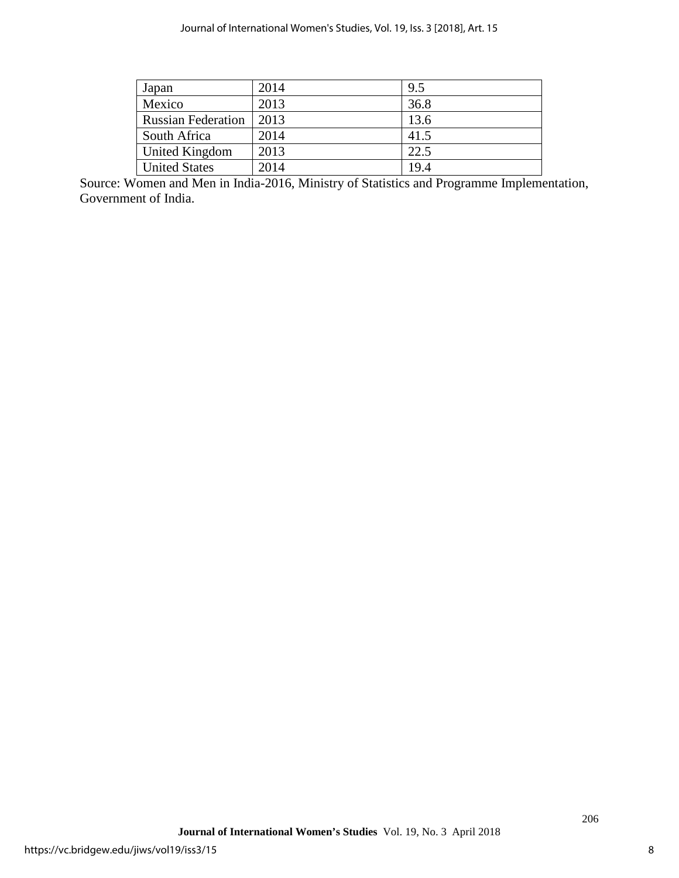| Japan | 2014 | 9.5 |
|---|---|---|
| Mexico | 2013 | 36.8 |
| Russian Federation | 2013 | 13.6 |
| South Africa | 2014 | 41.5 |
| United Kingdom | 2013 | 22.5 |
| United States | 2014 | 19.4 |

Source: Women and Men in India-2016, Ministry of Statistics and Programme Implementation, Government of India.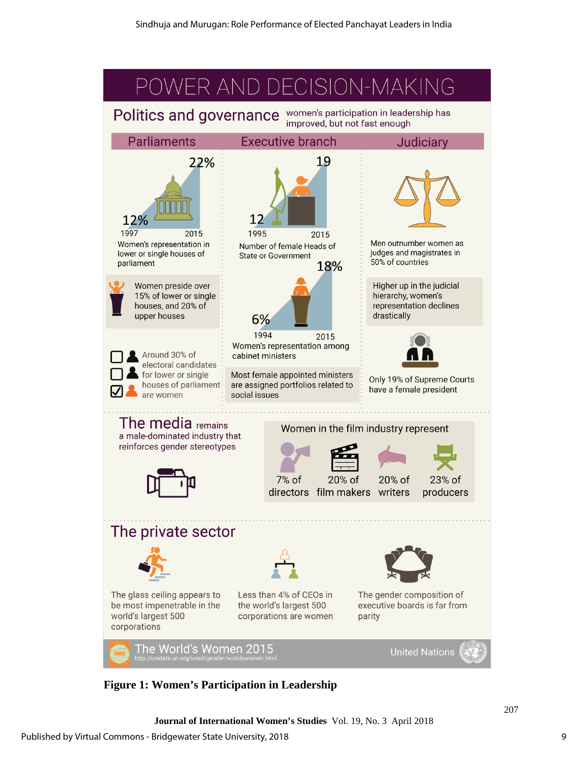# POWER AND DECISION-MAKING

## Politics and governance

women's participation in leadership has improved, but not fast enough

### Parliaments

12% (1997) → 22% (2015)

Women's representation in lower or single houses of parliament

Women preside over 15% of lower or single houses, and 20% of upper houses

Around 30% of electoral candidates for lower or single houses of parliament are women

### Executive branch

12 (1995) → 19 (2015)

Number of female Heads of State or Government

6% (1994) → 18% (2015)

Women's representation among cabinet ministers

Most female appointed ministers are assigned portfolios related to social issues

### Judiciary

Men outnumber women as judges and magistrates in 50% of countries

Higher up in the judicial hierarchy, women's representation declines drastically

Only 19% of Supreme Courts have a female president

## The media

The media remains a male-dominated industry that reinforces gender stereotypes

Women in the film industry represent

- 7% of directors
- 20% of film makers
- 20% of writers
- 23% of producers

## The private sector

The glass ceiling appears to be most impenetrable in the world's largest 500 corporations

Less than 4% of CEOs in the world's largest 500 corporations are women

The gender composition of executive boards is far from parity

The World's Women 2015
http://unstats.un.org/unsd/gender/worldswomen.html

United Nations

**Figure 1: Women's Participation in Leadership**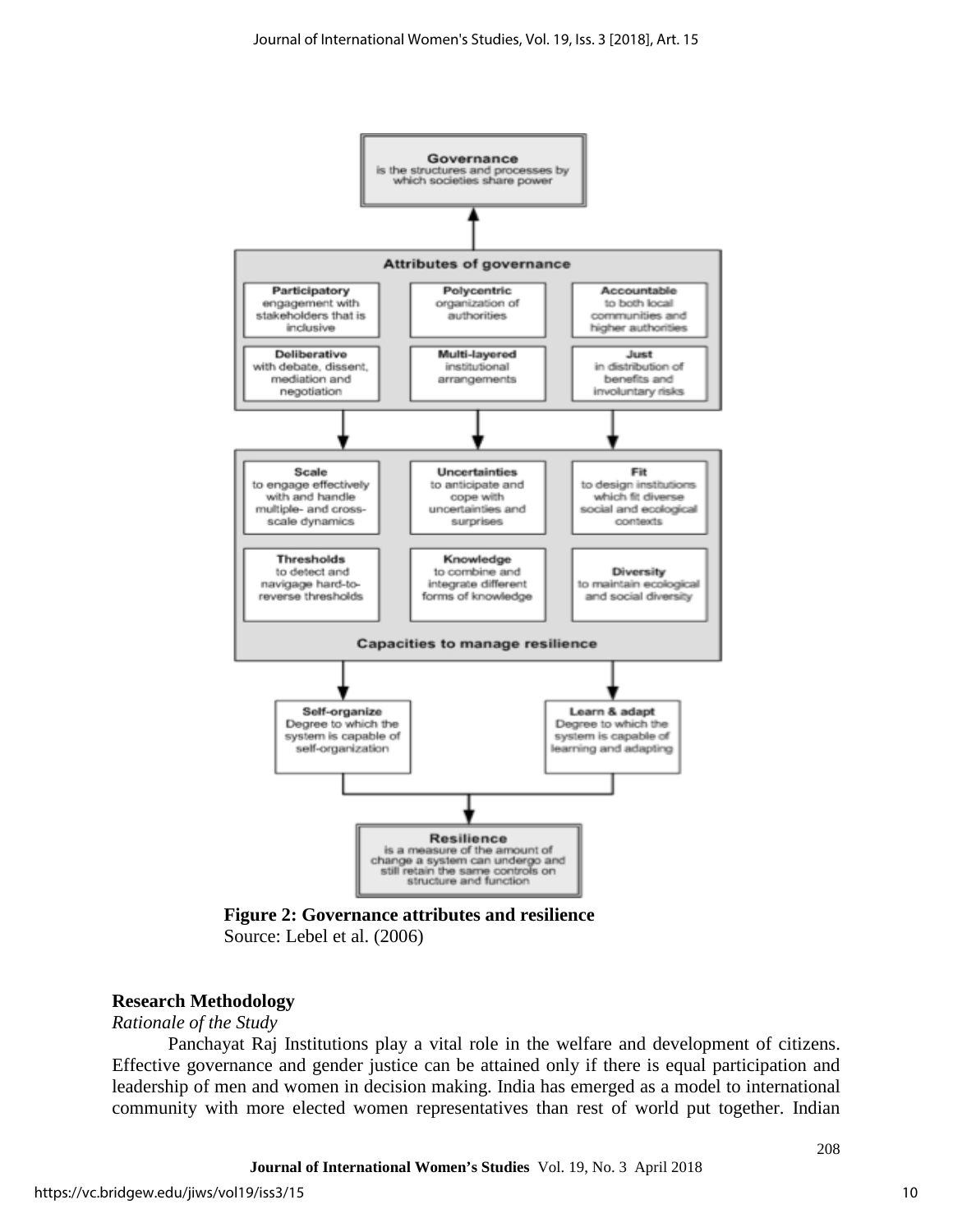Governance
is the structures and processes by which societies share power

Attributes of governance

- **Participatory** engagement with stakeholders that is inclusive
- **Polycentric** organization of authorities
- **Accountable** to both local communities and higher authorities
- **Deliberative** with debate, dissent, mediation and negotiation
- **Multi-layered** institutional arrangements
- **Just** in distribution of benefits and involuntary risks

Capacities to manage resilience

- **Scale** to engage effectively with and handle multiple- and cross-scale dynamics
- **Uncertainties** to anticipate and cope with uncertainties and surprises
- **Fit** to design institutions which fit diverse social and ecological contexts
- **Thresholds** to detect and navigage hard-to-reverse thresholds
- **Knowledge** to combine and integrate different forms of knowledge
- **Diversity** to maintain ecological and social diversity

- **Self-organize** Degree to which the system is capable of self-organization
- **Learn & adapt** Degree to which the system is capable of learning and adapting

Resilience
is a measure of the amount of change a system can undergo and still retain the same controls on structure and function

**Figure 2: Governance attributes and resilience**
Source: Lebel et al. (2006)

## Research Methodology

*Rationale of the Study*

Panchayat Raj Institutions play a vital role in the welfare and development of citizens. Effective governance and gender justice can be attained only if there is equal participation and leadership of men and women in decision making. India has emerged as a model to international community with more elected women representatives than rest of world put together. Indian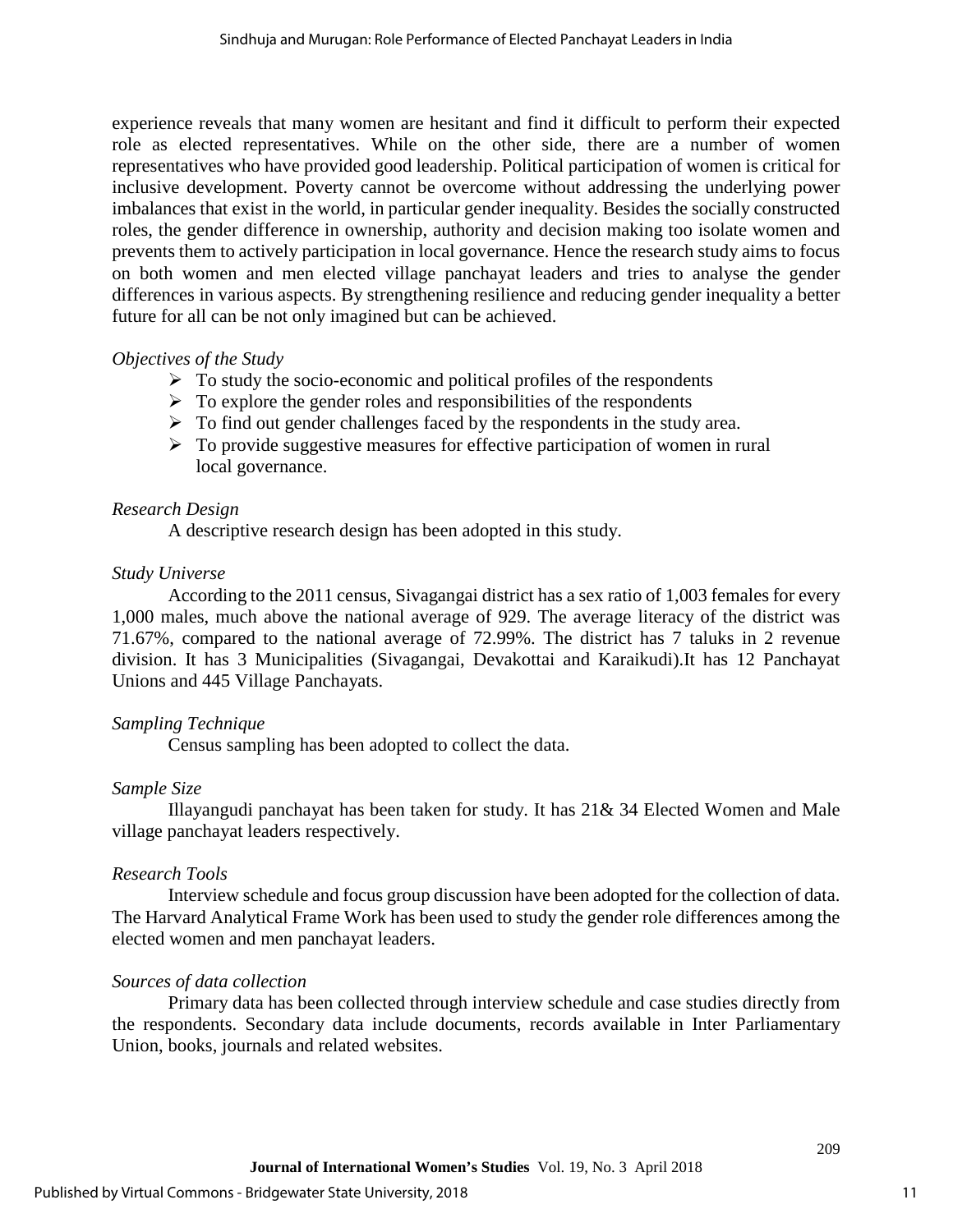experience reveals that many women are hesitant and find it difficult to perform their expected role as elected representatives. While on the other side, there are a number of women representatives who have provided good leadership. Political participation of women is critical for inclusive development. Poverty cannot be overcome without addressing the underlying power imbalances that exist in the world, in particular gender inequality. Besides the socially constructed roles, the gender difference in ownership, authority and decision making too isolate women and prevents them to actively participation in local governance. Hence the research study aims to focus on both women and men elected village panchayat leaders and tries to analyse the gender differences in various aspects. By strengthening resilience and reducing gender inequality a better future for all can be not only imagined but can be achieved.

*Objectives of the Study*

- To study the socio-economic and political profiles of the respondents
- To explore the gender roles and responsibilities of the respondents
- To find out gender challenges faced by the respondents in the study area.
- To provide suggestive measures for effective participation of women in rural local governance.

*Research Design*

A descriptive research design has been adopted in this study.

*Study Universe*

According to the 2011 census, Sivagangai district has a sex ratio of 1,003 females for every 1,000 males, much above the national average of 929. The average literacy of the district was 71.67%, compared to the national average of 72.99%. The district has 7 taluks in 2 revenue division. It has 3 Municipalities (Sivagangai, Devakottai and Karaikudi).It has 12 Panchayat Unions and 445 Village Panchayats.

*Sampling Technique*

Census sampling has been adopted to collect the data.

*Sample Size*

Illayangudi panchayat has been taken for study. It has 21& 34 Elected Women and Male village panchayat leaders respectively.

*Research Tools*

Interview schedule and focus group discussion have been adopted for the collection of data. The Harvard Analytical Frame Work has been used to study the gender role differences among the elected women and men panchayat leaders.

*Sources of data collection*

Primary data has been collected through interview schedule and case studies directly from the respondents. Secondary data include documents, records available in Inter Parliamentary Union, books, journals and related websites.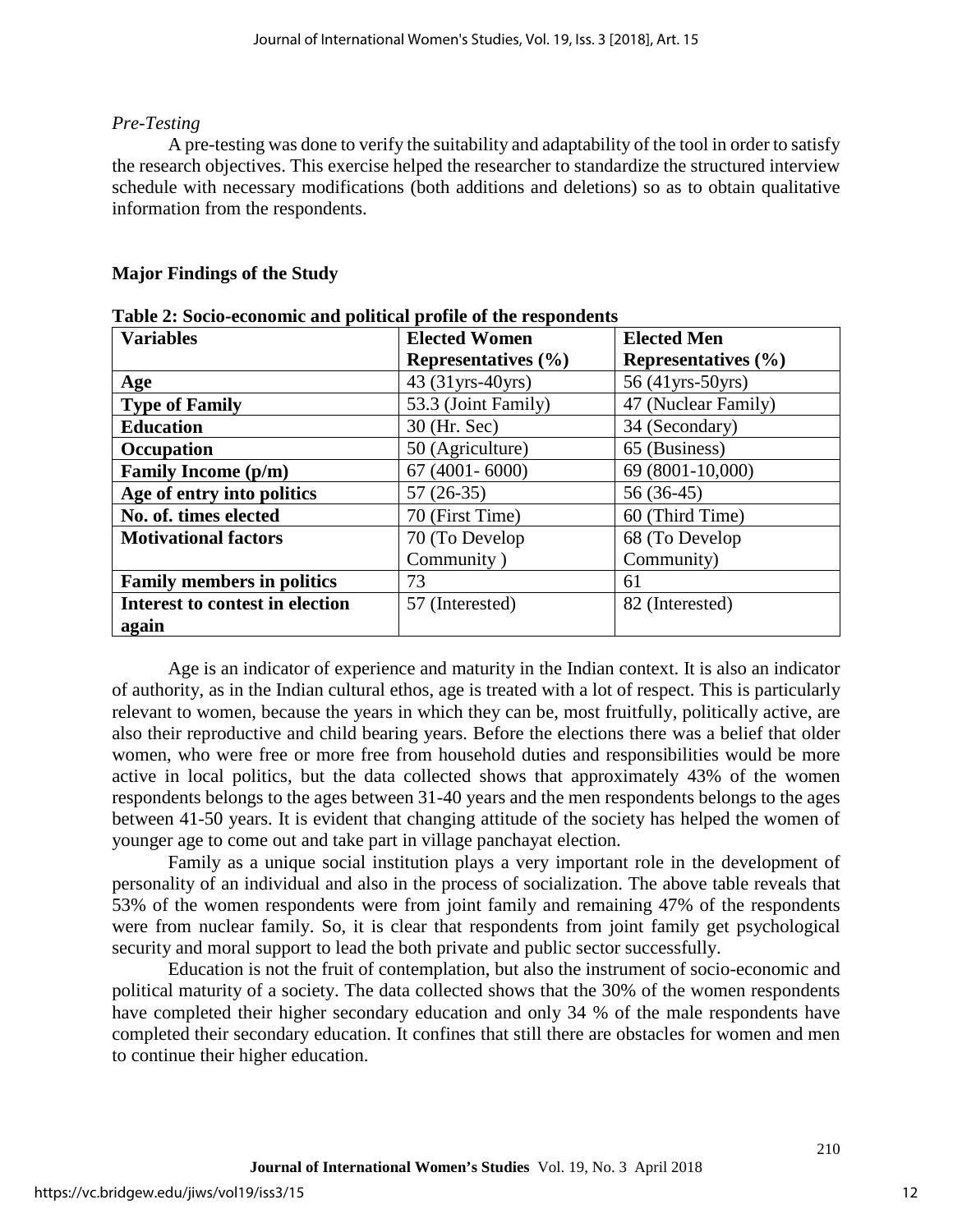*Pre-Testing*

A pre-testing was done to verify the suitability and adaptability of the tool in order to satisfy the research objectives. This exercise helped the researcher to standardize the structured interview schedule with necessary modifications (both additions and deletions) so as to obtain qualitative information from the respondents.

## Major Findings of the Study

**Table 2: Socio-economic and political profile of the respondents**

| Variables | Elected Women Representatives (%) | Elected Men Representatives (%) |
|---|---|---|
| **Age** | 43 (31yrs-40yrs) | 56 (41yrs-50yrs) |
| **Type of Family** | 53.3 (Joint Family) | 47 (Nuclear Family) |
| **Education** | 30 (Hr. Sec) | 34 (Secondary) |
| **Occupation** | 50 (Agriculture) | 65 (Business) |
| **Family Income (p/m)** | 67 (4001- 6000) | 69 (8001-10,000) |
| **Age of entry into politics** | 57 (26-35) | 56 (36-45) |
| **No. of. times elected** | 70 (First Time) | 60 (Third Time) |
| **Motivational factors** | 70 (To Develop Community ) | 68 (To Develop Community) |
| **Family members in politics** | 73 | 61 |
| **Interest to contest in election again** | 57 (Interested) | 82 (Interested) |

Age is an indicator of experience and maturity in the Indian context. It is also an indicator of authority, as in the Indian cultural ethos, age is treated with a lot of respect. This is particularly relevant to women, because the years in which they can be, most fruitfully, politically active, are also their reproductive and child bearing years. Before the elections there was a belief that older women, who were free or more free from household duties and responsibilities would be more active in local politics, but the data collected shows that approximately 43% of the women respondents belongs to the ages between 31-40 years and the men respondents belongs to the ages between 41-50 years. It is evident that changing attitude of the society has helped the women of younger age to come out and take part in village panchayat election.

Family as a unique social institution plays a very important role in the development of personality of an individual and also in the process of socialization. The above table reveals that 53% of the women respondents were from joint family and remaining 47% of the respondents were from nuclear family. So, it is clear that respondents from joint family get psychological security and moral support to lead the both private and public sector successfully.

Education is not the fruit of contemplation, but also the instrument of socio-economic and political maturity of a society. The data collected shows that the 30% of the women respondents have completed their higher secondary education and only 34 % of the male respondents have completed their secondary education. It confines that still there are obstacles for women and men to continue their higher education.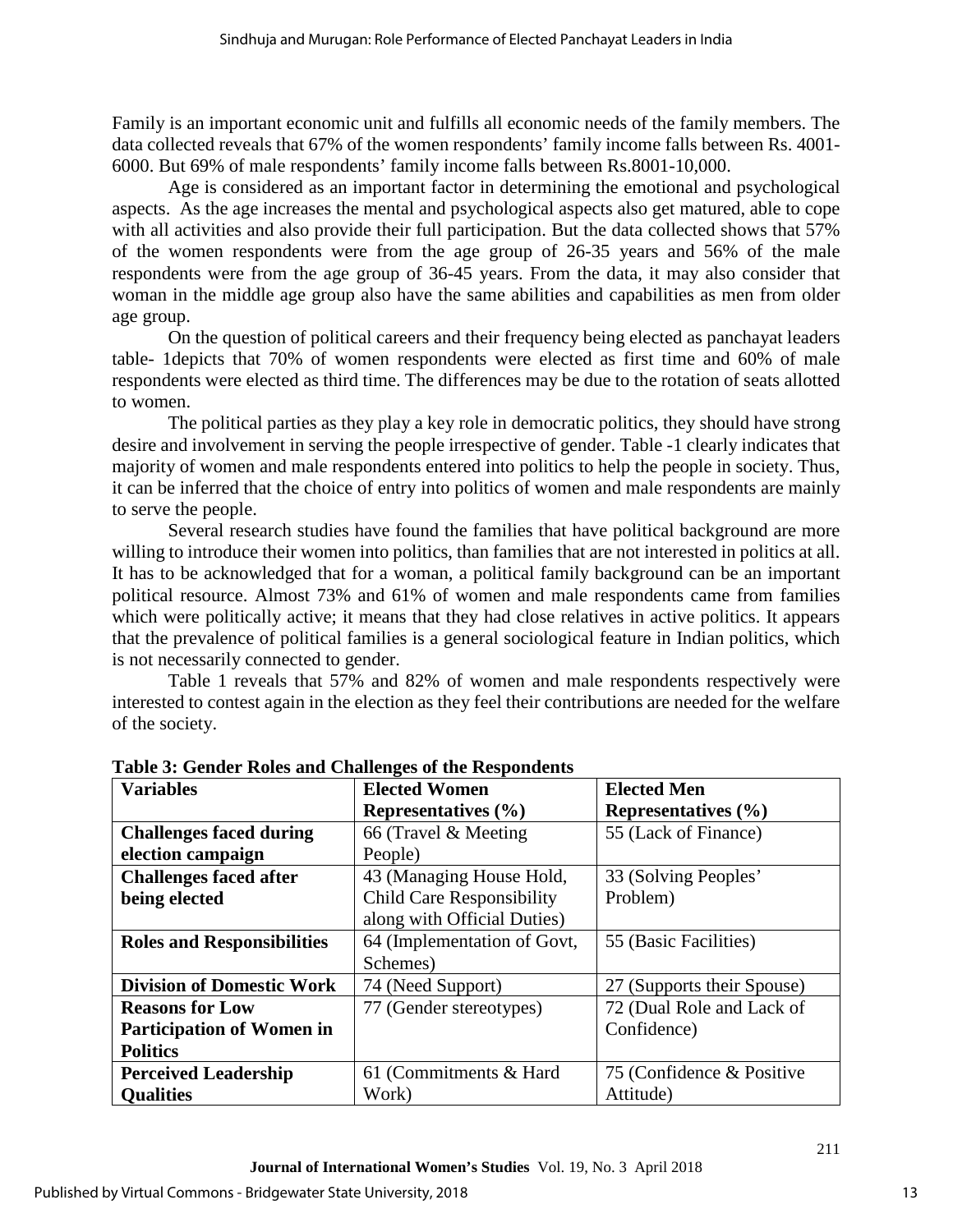Family is an important economic unit and fulfills all economic needs of the family members. The data collected reveals that 67% of the women respondents' family income falls between Rs. 4001-6000. But 69% of male respondents' family income falls between Rs.8001-10,000.

Age is considered as an important factor in determining the emotional and psychological aspects. As the age increases the mental and psychological aspects also get matured, able to cope with all activities and also provide their full participation. But the data collected shows that 57% of the women respondents were from the age group of 26-35 years and 56% of the male respondents were from the age group of 36-45 years. From the data, it may also consider that woman in the middle age group also have the same abilities and capabilities as men from older age group.

On the question of political careers and their frequency being elected as panchayat leaders table- 1depicts that 70% of women respondents were elected as first time and 60% of male respondents were elected as third time. The differences may be due to the rotation of seats allotted to women.

The political parties as they play a key role in democratic politics, they should have strong desire and involvement in serving the people irrespective of gender. Table -1 clearly indicates that majority of women and male respondents entered into politics to help the people in society. Thus, it can be inferred that the choice of entry into politics of women and male respondents are mainly to serve the people.

Several research studies have found the families that have political background are more willing to introduce their women into politics, than families that are not interested in politics at all. It has to be acknowledged that for a woman, a political family background can be an important political resource. Almost 73% and 61% of women and male respondents came from families which were politically active; it means that they had close relatives in active politics. It appears that the prevalence of political families is a general sociological feature in Indian politics, which is not necessarily connected to gender.

Table 1 reveals that 57% and 82% of women and male respondents respectively were interested to contest again in the election as they feel their contributions are needed for the welfare of the society.

**Table 3: Gender Roles and Challenges of the Respondents**

| Variables | Elected Women Representatives (%) | Elected Men Representatives (%) |
|---|---|---|
| **Challenges faced during election campaign** | 66 (Travel & Meeting People) | 55 (Lack of Finance) |
| **Challenges faced after being elected** | 43 (Managing House Hold, Child Care Responsibility along with Official Duties) | 33 (Solving Peoples' Problem) |
| **Roles and Responsibilities** | 64 (Implementation of Govt, Schemes) | 55 (Basic Facilities) |
| **Division of Domestic Work** | 74 (Need Support) | 27 (Supports their Spouse) |
| **Reasons for Low Participation of Women in Politics** | 77 (Gender stereotypes) | 72 (Dual Role and Lack of Confidence) |
| **Perceived Leadership Qualities** | 61 (Commitments & Hard Work) | 75 (Confidence & Positive Attitude) |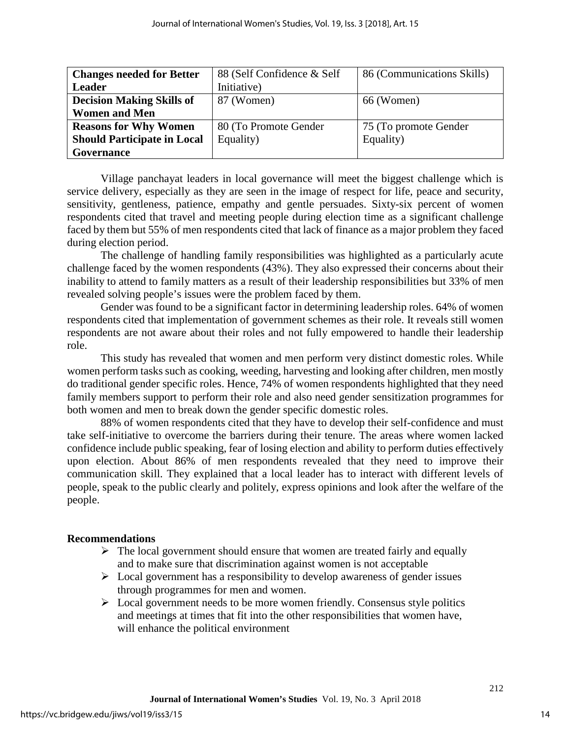| **Changes needed for Better Leader** | 88 (Self Confidence & Self Initiative) | 86 (Communications Skills) |
|---|---|---|
| **Decision Making Skills of Women and Men** | 87 (Women) | 66 (Women) |
| **Reasons for Why Women Should Participate in Local Governance** | 80 (To Promote Gender Equality) | 75 (To promote Gender Equality) |

Village panchayat leaders in local governance will meet the biggest challenge which is service delivery, especially as they are seen in the image of respect for life, peace and security, sensitivity, gentleness, patience, empathy and gentle persuades. Sixty-six percent of women respondents cited that travel and meeting people during election time as a significant challenge faced by them but 55% of men respondents cited that lack of finance as a major problem they faced during election period.

The challenge of handling family responsibilities was highlighted as a particularly acute challenge faced by the women respondents (43%). They also expressed their concerns about their inability to attend to family matters as a result of their leadership responsibilities but 33% of men revealed solving people's issues were the problem faced by them.

Gender was found to be a significant factor in determining leadership roles. 64% of women respondents cited that implementation of government schemes as their role. It reveals still women respondents are not aware about their roles and not fully empowered to handle their leadership role.

This study has revealed that women and men perform very distinct domestic roles. While women perform tasks such as cooking, weeding, harvesting and looking after children, men mostly do traditional gender specific roles. Hence, 74% of women respondents highlighted that they need family members support to perform their role and also need gender sensitization programmes for both women and men to break down the gender specific domestic roles.

88% of women respondents cited that they have to develop their self-confidence and must take self-initiative to overcome the barriers during their tenure. The areas where women lacked confidence include public speaking, fear of losing election and ability to perform duties effectively upon election. About 86% of men respondents revealed that they need to improve their communication skill. They explained that a local leader has to interact with different levels of people, speak to the public clearly and politely, express opinions and look after the welfare of the people.

**Recommendations**

- The local government should ensure that women are treated fairly and equally and to make sure that discrimination against women is not acceptable
- Local government has a responsibility to develop awareness of gender issues through programmes for men and women.
- Local government needs to be more women friendly. Consensus style politics and meetings at times that fit into the other responsibilities that women have, will enhance the political environment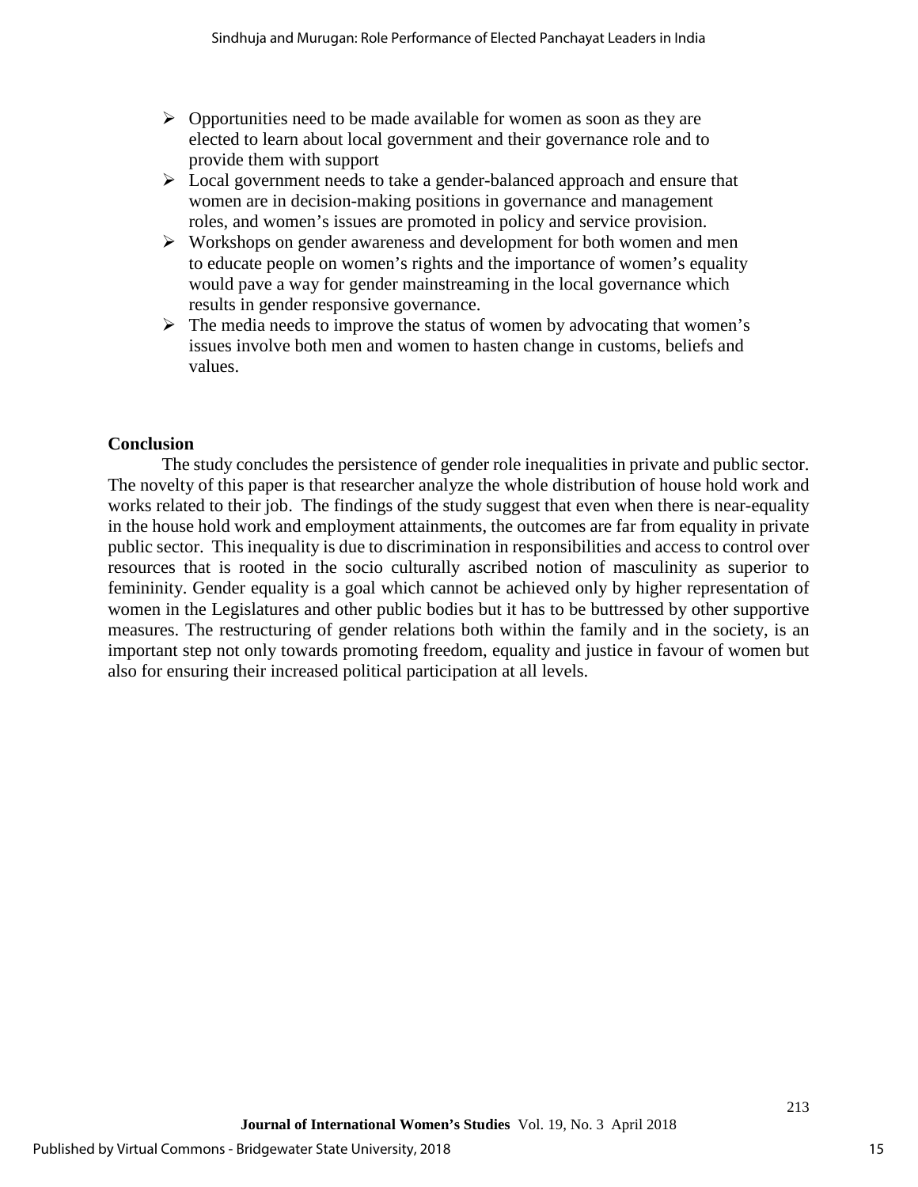- Opportunities need to be made available for women as soon as they are elected to learn about local government and their governance role and to provide them with support
- Local government needs to take a gender-balanced approach and ensure that women are in decision-making positions in governance and management roles, and women's issues are promoted in policy and service provision.
- Workshops on gender awareness and development for both women and men to educate people on women's rights and the importance of women's equality would pave a way for gender mainstreaming in the local governance which results in gender responsive governance.
- The media needs to improve the status of women by advocating that women's issues involve both men and women to hasten change in customs, beliefs and values.

## Conclusion

The study concludes the persistence of gender role inequalities in private and public sector. The novelty of this paper is that researcher analyze the whole distribution of house hold work and works related to their job. The findings of the study suggest that even when there is near-equality in the house hold work and employment attainments, the outcomes are far from equality in private public sector. This inequality is due to discrimination in responsibilities and access to control over resources that is rooted in the socio culturally ascribed notion of masculinity as superior to femininity. Gender equality is a goal which cannot be achieved only by higher representation of women in the Legislatures and other public bodies but it has to be buttressed by other supportive measures. The restructuring of gender relations both within the family and in the society, is an important step not only towards promoting freedom, equality and justice in favour of women but also for ensuring their increased political participation at all levels.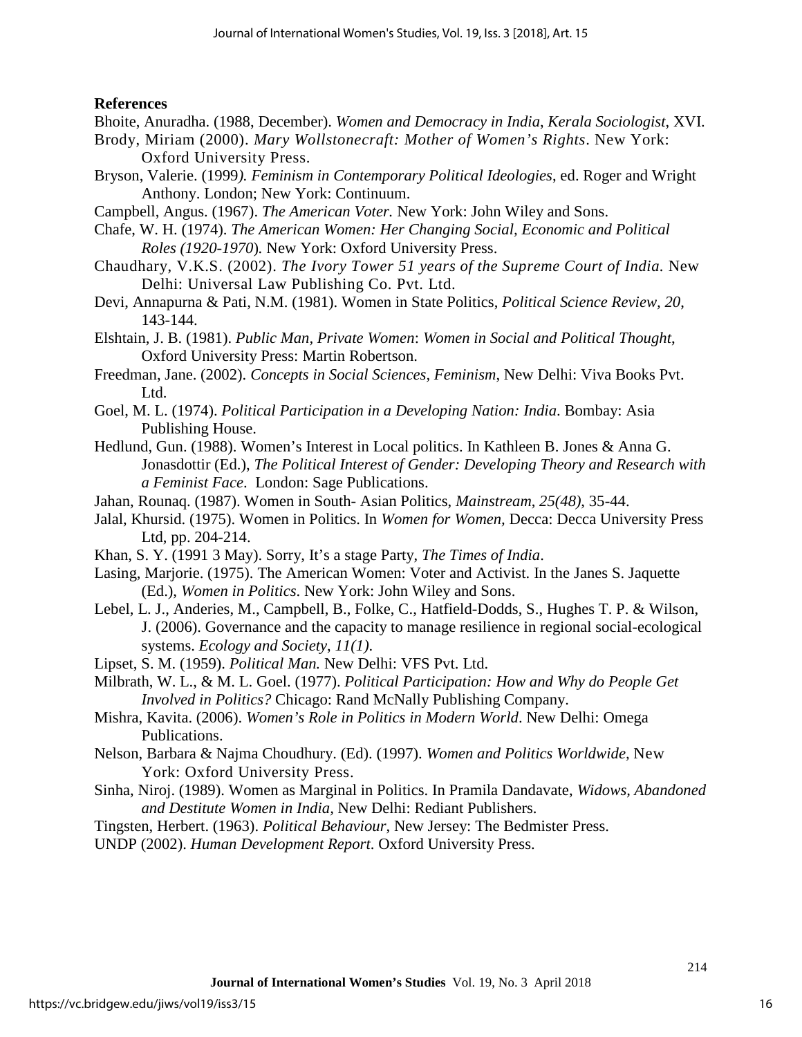**References**

Bhoite, Anuradha. (1988, December). *Women and Democracy in India, Kerala Sociologist*, XVI.

Brody, Miriam (2000). *Mary Wollstonecraft: Mother of Women's Rights*. New York: Oxford University Press.

Bryson, Valerie. (1999*). Feminism in Contemporary Political Ideologies*, ed. Roger and Wright Anthony. London; New York: Continuum.

Campbell, Angus. (1967). *The American Voter.* New York: John Wiley and Sons.

Chafe, W. H. (1974). *The American Women: Her Changing Social, Economic and Political Roles (1920-1970*). New York: Oxford University Press.

Chaudhary, V.K.S. (2002). *The Ivory Tower 51 years of the Supreme Court of India.* New Delhi: Universal Law Publishing Co. Pvt. Ltd.

Devi, Annapurna & Pati, N.M. (1981). Women in State Politics, *Political Science Review, 20*, 143-144.

Elshtain, J. B. (1981). *Public Man, Private Women*: *Women in Social and Political Thought*, Oxford University Press: Martin Robertson.

Freedman, Jane. (2002). *Concepts in Social Sciences, Feminism*, New Delhi: Viva Books Pvt. Ltd.

Goel, M. L. (1974). *Political Participation in a Developing Nation: India*. Bombay: Asia Publishing House.

Hedlund, Gun. (1988). Women's Interest in Local politics. In Kathleen B. Jones & Anna G. Jonasdottir (Ed.), *The Political Interest of Gender: Developing Theory and Research with a Feminist Face*. London: Sage Publications.

Jahan, Rounaq. (1987). Women in South- Asian Politics, *Mainstream*, *25(48)*, 35-44.

Jalal, Khursid. (1975). Women in Politics. In *Women for Women*, Decca: Decca University Press Ltd, pp. 204-214.

Khan, S. Y. (1991 3 May). Sorry, It's a stage Party, *The Times of India*.

Lasing, Marjorie. (1975). The American Women: Voter and Activist. In the Janes S. Jaquette (Ed.), *Women in Politics*. New York: John Wiley and Sons.

Lebel, L. J., Anderies, M., Campbell, B., Folke, C., Hatfield-Dodds, S., Hughes T. P. & Wilson, J. (2006). Governance and the capacity to manage resilience in regional social-ecological systems. *Ecology and Society*, *11(1)*.

Lipset, S. M. (1959). *Political Man.* New Delhi: VFS Pvt. Ltd.

Milbrath, W. L., & M. L. Goel. (1977). *Political Participation: How and Why do People Get Involved in Politics?* Chicago: Rand McNally Publishing Company.

Mishra, Kavita. (2006). *Women's Role in Politics in Modern World*. New Delhi: Omega Publications.

Nelson, Barbara & Najma Choudhury. (Ed). (1997). *Women and Politics Worldwide*, New York: Oxford University Press.

Sinha, Niroj. (1989). Women as Marginal in Politics. In Pramila Dandavate, *Widows, Abandoned and Destitute Women in India*, New Delhi: Rediant Publishers.

Tingsten, Herbert. (1963). *Political Behaviour*, New Jersey: The Bedmister Press.

UNDP (2002). *Human Development Report*. Oxford University Press.